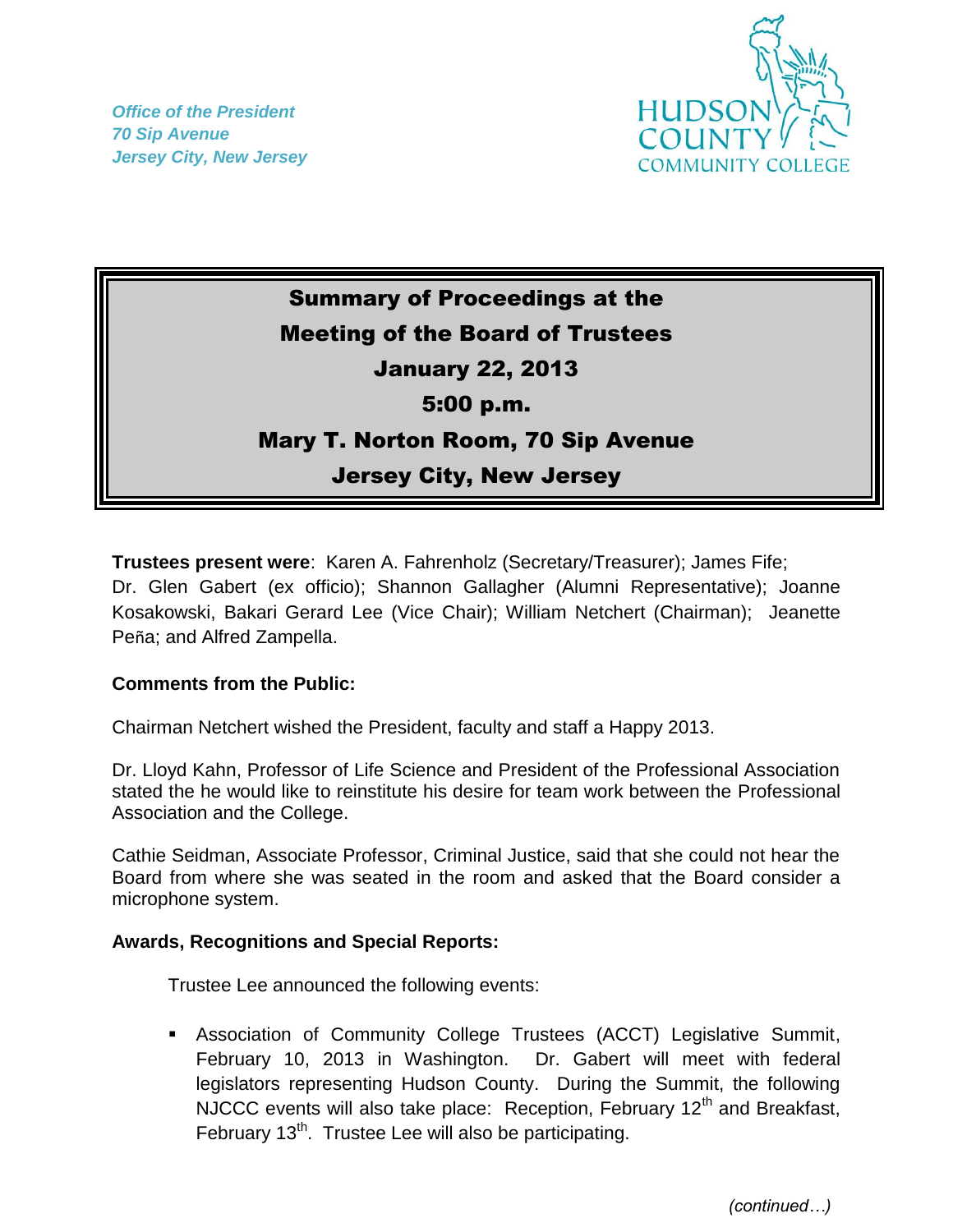*Office of the President*
*70 Sip Avenue*
*Jersey City, New Jersey*

HUDSON COUNTY COMMUNITY COLLEGE

# Summary of Proceedings at the Meeting of the Board of Trustees
## January 22, 2013
## 5:00 p.m.
## Mary T. Norton Room, 70 Sip Avenue
## Jersey City, New Jersey

**Trustees present were**: Karen A. Fahrenholz (Secretary/Treasurer); James Fife; Dr. Glen Gabert (ex officio); Shannon Gallagher (Alumni Representative); Joanne Kosakowski, Bakari Gerard Lee (Vice Chair); William Netchert (Chairman); Jeanette Peña; and Alfred Zampella.

**Comments from the Public:**

Chairman Netchert wished the President, faculty and staff a Happy 2013.

Dr. Lloyd Kahn, Professor of Life Science and President of the Professional Association stated the he would like to reinstitute his desire for team work between the Professional Association and the College.

Cathie Seidman, Associate Professor, Criminal Justice, said that she could not hear the Board from where she was seated in the room and asked that the Board consider a microphone system.

**Awards, Recognitions and Special Reports:**

Trustee Lee announced the following events:

- Association of Community College Trustees (ACCT) Legislative Summit, February 10, 2013 in Washington. Dr. Gabert will meet with federal legislators representing Hudson County. During the Summit, the following NJCCC events will also take place: Reception, February 12th and Breakfast, February 13th. Trustee Lee will also be participating.

*(continued…)*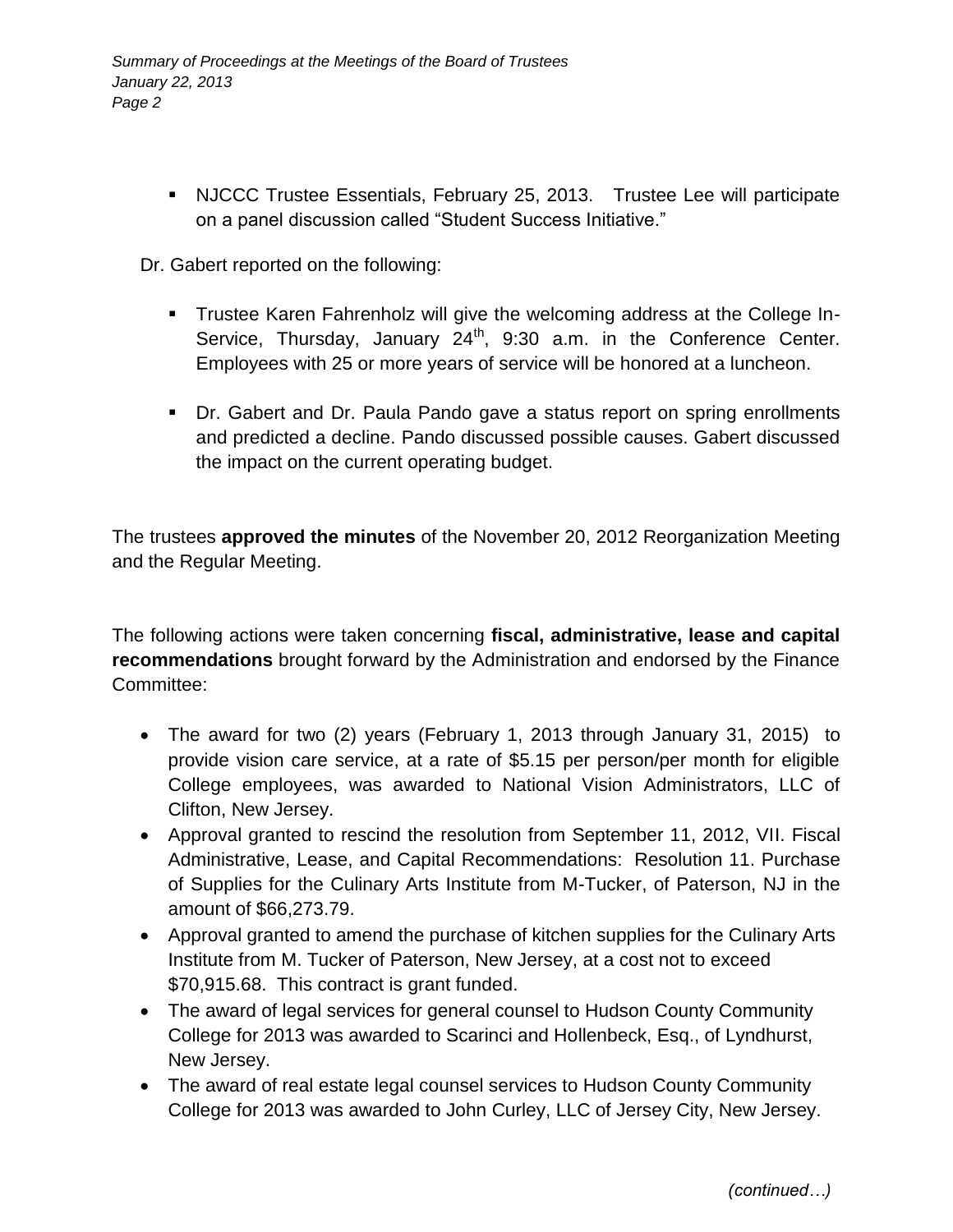- NJCCC Trustee Essentials, February 25, 2013. Trustee Lee will participate on a panel discussion called "Student Success Initiative."

Dr. Gabert reported on the following:

- Trustee Karen Fahrenholz will give the welcoming address at the College In-Service, Thursday, January 24th, 9:30 a.m. in the Conference Center. Employees with 25 or more years of service will be honored at a luncheon.
- Dr. Gabert and Dr. Paula Pando gave a status report on spring enrollments and predicted a decline. Pando discussed possible causes. Gabert discussed the impact on the current operating budget.

The trustees **approved the minutes** of the November 20, 2012 Reorganization Meeting and the Regular Meeting.

The following actions were taken concerning **fiscal, administrative, lease and capital recommendations** brought forward by the Administration and endorsed by the Finance Committee:

- The award for two (2) years (February 1, 2013 through January 31, 2015) to provide vision care service, at a rate of $5.15 per person/per month for eligible College employees, was awarded to National Vision Administrators, LLC of Clifton, New Jersey.
- Approval granted to rescind the resolution from September 11, 2012, VII. Fiscal Administrative, Lease, and Capital Recommendations: Resolution 11. Purchase of Supplies for the Culinary Arts Institute from M-Tucker, of Paterson, NJ in the amount of $66,273.79.
- Approval granted to amend the purchase of kitchen supplies for the Culinary Arts Institute from M. Tucker of Paterson, New Jersey, at a cost not to exceed $70,915.68. This contract is grant funded.
- The award of legal services for general counsel to Hudson County Community College for 2013 was awarded to Scarinci and Hollenbeck, Esq., of Lyndhurst, New Jersey.
- The award of real estate legal counsel services to Hudson County Community College for 2013 was awarded to John Curley, LLC of Jersey City, New Jersey.

*(continued…)*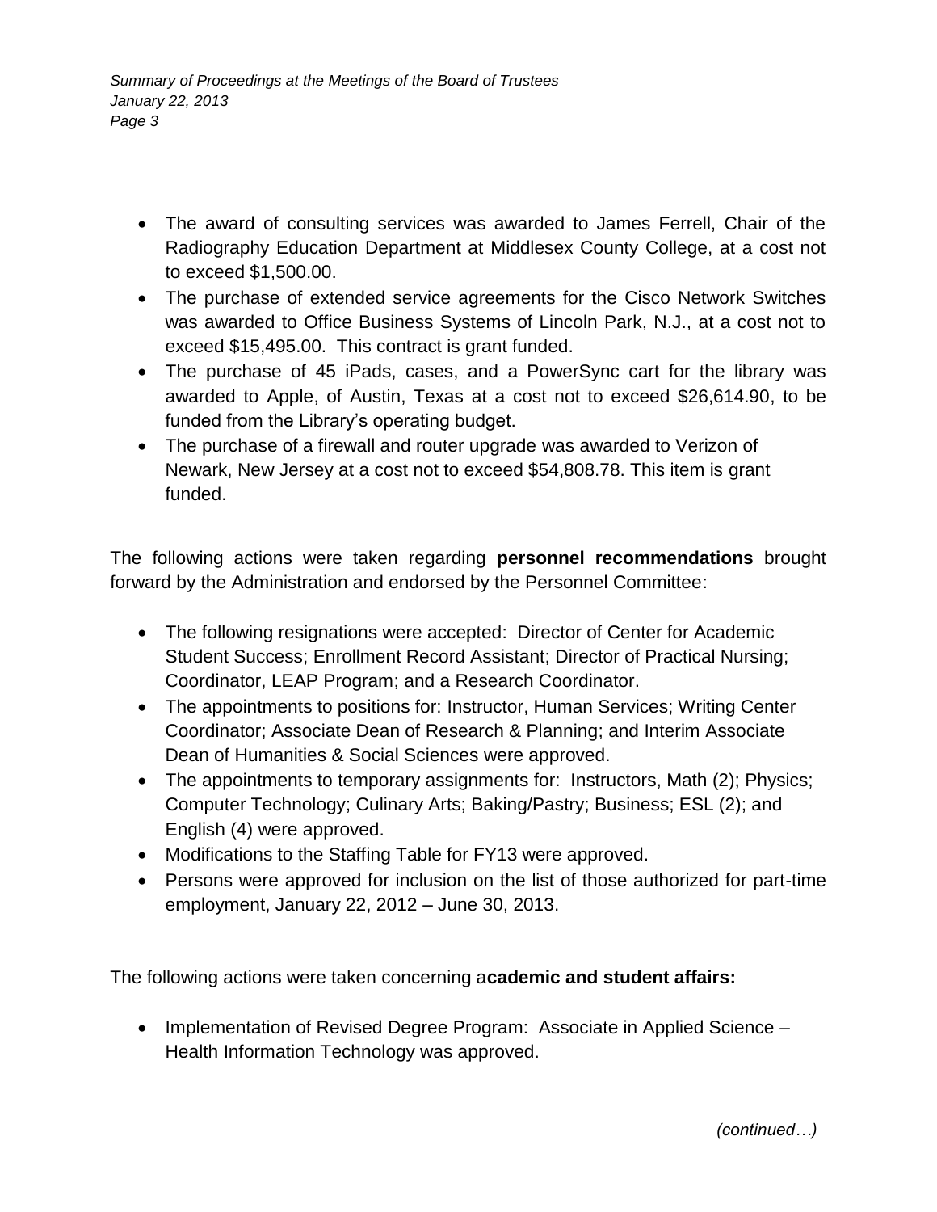- The award of consulting services was awarded to James Ferrell, Chair of the Radiography Education Department at Middlesex County College, at a cost not to exceed $1,500.00.
- The purchase of extended service agreements for the Cisco Network Switches was awarded to Office Business Systems of Lincoln Park, N.J., at a cost not to exceed $15,495.00. This contract is grant funded.
- The purchase of 45 iPads, cases, and a PowerSync cart for the library was awarded to Apple, of Austin, Texas at a cost not to exceed $26,614.90, to be funded from the Library's operating budget.
- The purchase of a firewall and router upgrade was awarded to Verizon of Newark, New Jersey at a cost not to exceed $54,808.78. This item is grant funded.

The following actions were taken regarding **personnel recommendations** brought forward by the Administration and endorsed by the Personnel Committee:

- The following resignations were accepted: Director of Center for Academic Student Success; Enrollment Record Assistant; Director of Practical Nursing; Coordinator, LEAP Program; and a Research Coordinator.
- The appointments to positions for: Instructor, Human Services; Writing Center Coordinator; Associate Dean of Research & Planning; and Interim Associate Dean of Humanities & Social Sciences were approved.
- The appointments to temporary assignments for: Instructors, Math (2); Physics; Computer Technology; Culinary Arts; Baking/Pastry; Business; ESL (2); and English (4) were approved.
- Modifications to the Staffing Table for FY13 were approved.
- Persons were approved for inclusion on the list of those authorized for part-time employment, January 22, 2012 – June 30, 2013.

The following actions were taken concerning a**cademic and student affairs:**

- Implementation of Revised Degree Program: Associate in Applied Science – Health Information Technology was approved.

*(continued…)*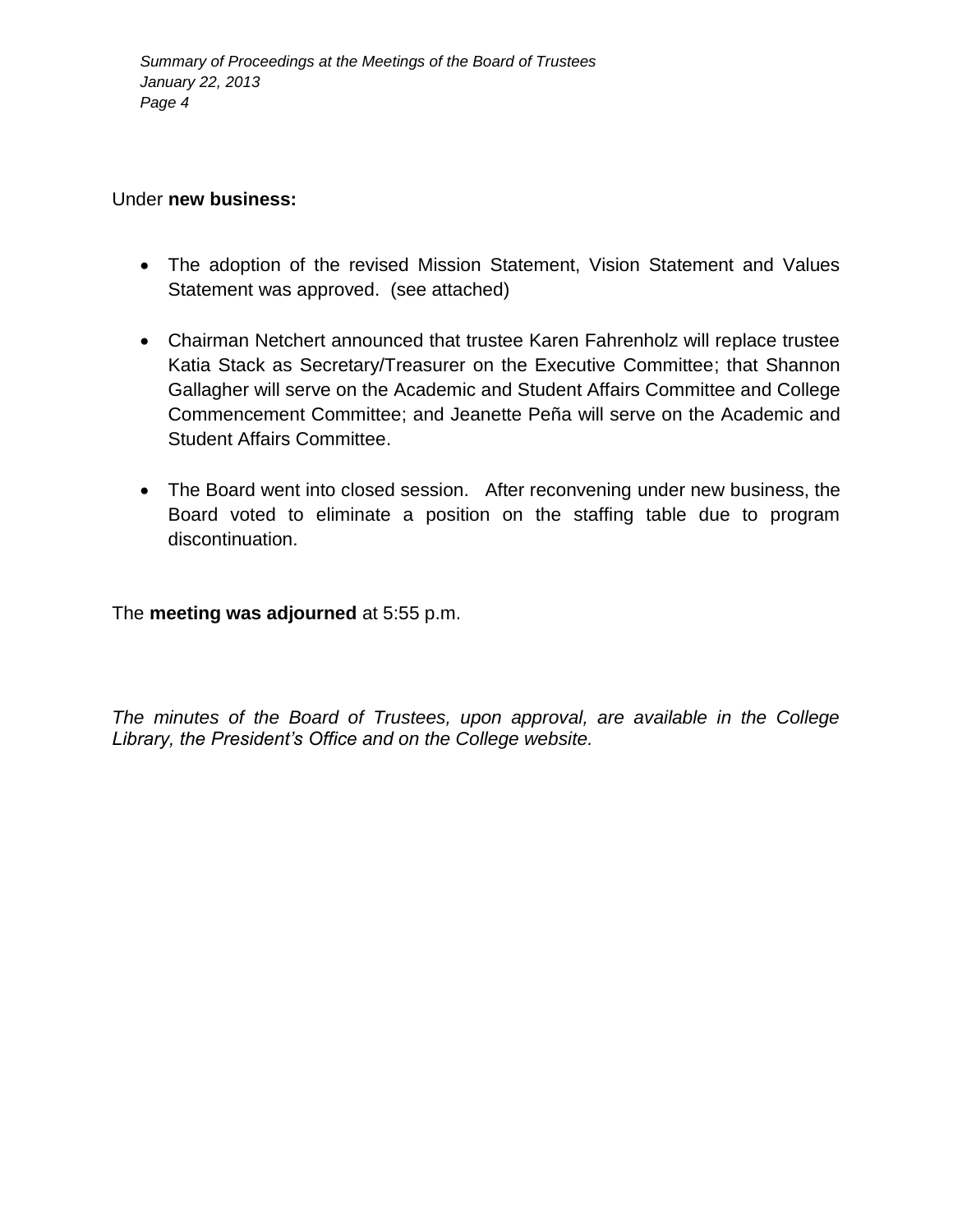Under **new business:**

- The adoption of the revised Mission Statement, Vision Statement and Values Statement was approved. (see attached)

- Chairman Netchert announced that trustee Karen Fahrenholz will replace trustee Katia Stack as Secretary/Treasurer on the Executive Committee; that Shannon Gallagher will serve on the Academic and Student Affairs Committee and College Commencement Committee; and Jeanette Peña will serve on the Academic and Student Affairs Committee.

- The Board went into closed session. After reconvening under new business, the Board voted to eliminate a position on the staffing table due to program discontinuation.

The **meeting was adjourned** at 5:55 p.m.

*The minutes of the Board of Trustees, upon approval, are available in the College Library, the President's Office and on the College website.*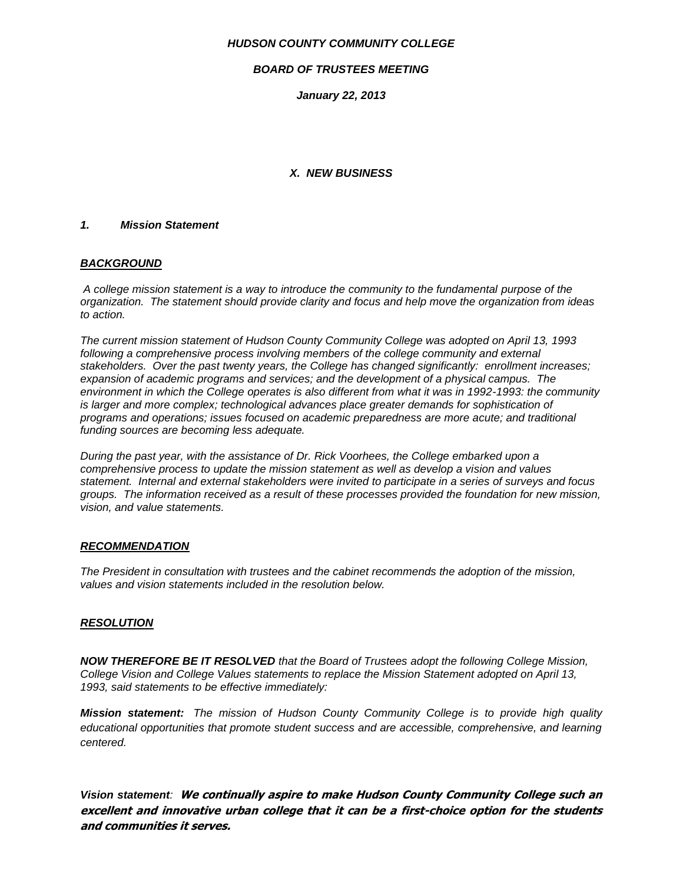***HUDSON COUNTY COMMUNITY COLLEGE***

***BOARD OF TRUSTEES MEETING***

***January 22, 2013***

### *X. NEW BUSINESS*

#### *1. Mission Statement*

***BACKGROUND***

*A college mission statement is a way to introduce the community to the fundamental purpose of the organization. The statement should provide clarity and focus and help move the organization from ideas to action.*

*The current mission statement of Hudson County Community College was adopted on April 13, 1993 following a comprehensive process involving members of the college community and external stakeholders. Over the past twenty years, the College has changed significantly: enrollment increases; expansion of academic programs and services; and the development of a physical campus. The environment in which the College operates is also different from what it was in 1992-1993: the community is larger and more complex; technological advances place greater demands for sophistication of programs and operations; issues focused on academic preparedness are more acute; and traditional funding sources are becoming less adequate.*

*During the past year, with the assistance of Dr. Rick Voorhees, the College embarked upon a comprehensive process to update the mission statement as well as develop a vision and values statement. Internal and external stakeholders were invited to participate in a series of surveys and focus groups. The information received as a result of these processes provided the foundation for new mission, vision, and value statements.*

***RECOMMENDATION***

*The President in consultation with trustees and the cabinet recommends the adoption of the mission, values and vision statements included in the resolution below.*

***RESOLUTION***

***NOW THEREFORE BE IT RESOLVED*** *that the Board of Trustees adopt the following College Mission, College Vision and College Values statements to replace the Mission Statement adopted on April 13, 1993, said statements to be effective immediately:*

***Mission statement:*** *The mission of Hudson County Community College is to provide high quality educational opportunities that promote student success and are accessible, comprehensive, and learning centered.*

*Vision statement:* ***We continually aspire to make Hudson County Community College such an excellent and innovative urban college that it can be a first-choice option for the students and communities it serves.***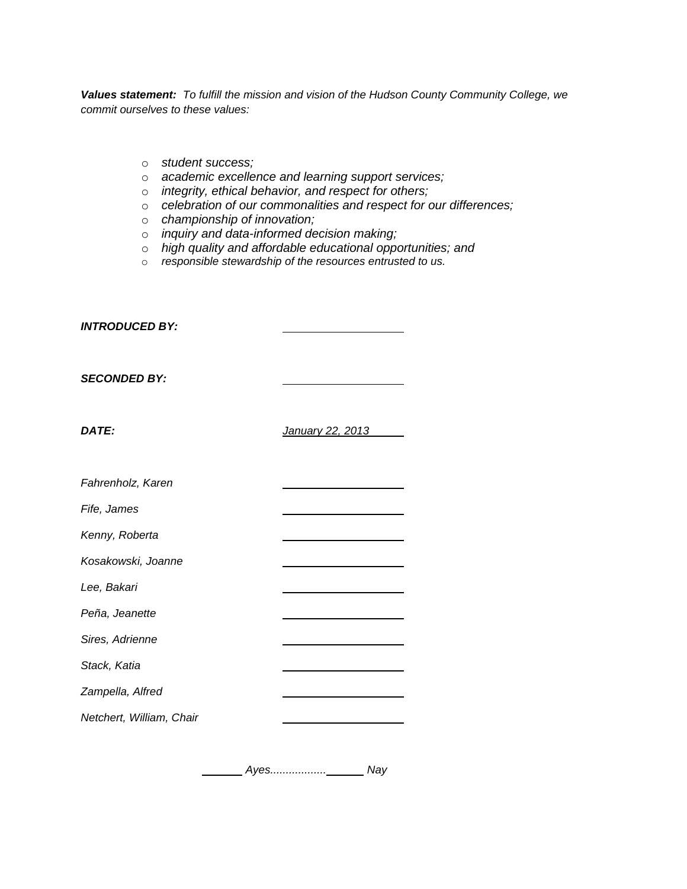***Values statement:*** *To fulfill the mission and vision of the Hudson County Community College, we commit ourselves to these values:*

- *student success;*
- *academic excellence and learning support services;*
- *integrity, ethical behavior, and respect for others;*
- *celebration of our commonalities and respect for our differences;*
- *championship of innovation;*
- *inquiry and data-informed decision making;*
- *high quality and affordable educational opportunities; and*
- *responsible stewardship of the resources entrusted to us.*

***INTRODUCED BY:*** ____________________

***SECONDED BY:*** ____________________

***DATE:*** *January 22, 2013*

*Fahrenholz, Karen* ____________________

*Fife, James* ____________________

*Kenny, Roberta* ____________________

*Kosakowski, Joanne* ____________________

*Lee, Bakari* ____________________

*Peña, Jeanette* ____________________

*Sires, Adrienne* ____________________

*Stack, Katia* ____________________

*Zampella, Alfred* ____________________

*Netchert, William, Chair* ____________________

_______ *Ayes..................* _______ *Nay*